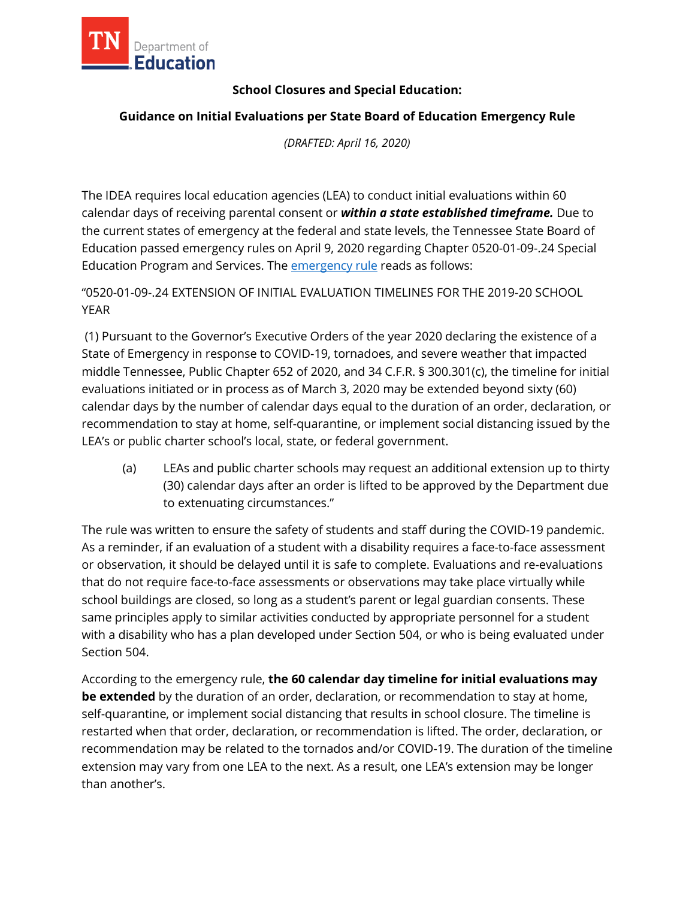**School Closures and Special Education:**

**Guidance on Initial Evaluations per State Board of Education Emergency Rule**

*(DRAFTED: April 16, 2020)*

The IDEA requires local education agencies (LEA) to conduct initial evaluations within 60 calendar days of receiving parental consent or ***within a state established timeframe.*** Due to the current states of emergency at the federal and state levels, the Tennessee State Board of Education passed emergency rules on April 9, 2020 regarding Chapter 0520-01-09-.24 Special Education Program and Services. The [emergency rule](emergency rule) reads as follows:

"0520-01-09-.24 EXTENSION OF INITIAL EVALUATION TIMELINES FOR THE 2019-20 SCHOOL YEAR

(1) Pursuant to the Governor's Executive Orders of the year 2020 declaring the existence of a State of Emergency in response to COVID-19, tornadoes, and severe weather that impacted middle Tennessee, Public Chapter 652 of 2020, and 34 C.F.R. § 300.301(c), the timeline for initial evaluations initiated or in process as of March 3, 2020 may be extended beyond sixty (60) calendar days by the number of calendar days equal to the duration of an order, declaration, or recommendation to stay at home, self-quarantine, or implement social distancing issued by the LEA's or public charter school's local, state, or federal government.

(a) LEAs and public charter schools may request an additional extension up to thirty (30) calendar days after an order is lifted to be approved by the Department due to extenuating circumstances."

The rule was written to ensure the safety of students and staff during the COVID-19 pandemic. As a reminder, if an evaluation of a student with a disability requires a face-to-face assessment or observation, it should be delayed until it is safe to complete. Evaluations and re-evaluations that do not require face-to-face assessments or observations may take place virtually while school buildings are closed, so long as a student's parent or legal guardian consents. These same principles apply to similar activities conducted by appropriate personnel for a student with a disability who has a plan developed under Section 504, or who is being evaluated under Section 504.

According to the emergency rule, **the 60 calendar day timeline for initial evaluations may be extended** by the duration of an order, declaration, or recommendation to stay at home, self-quarantine, or implement social distancing that results in school closure. The timeline is restarted when that order, declaration, or recommendation is lifted. The order, declaration, or recommendation may be related to the tornados and/or COVID-19. The duration of the timeline extension may vary from one LEA to the next. As a result, one LEA's extension may be longer than another's.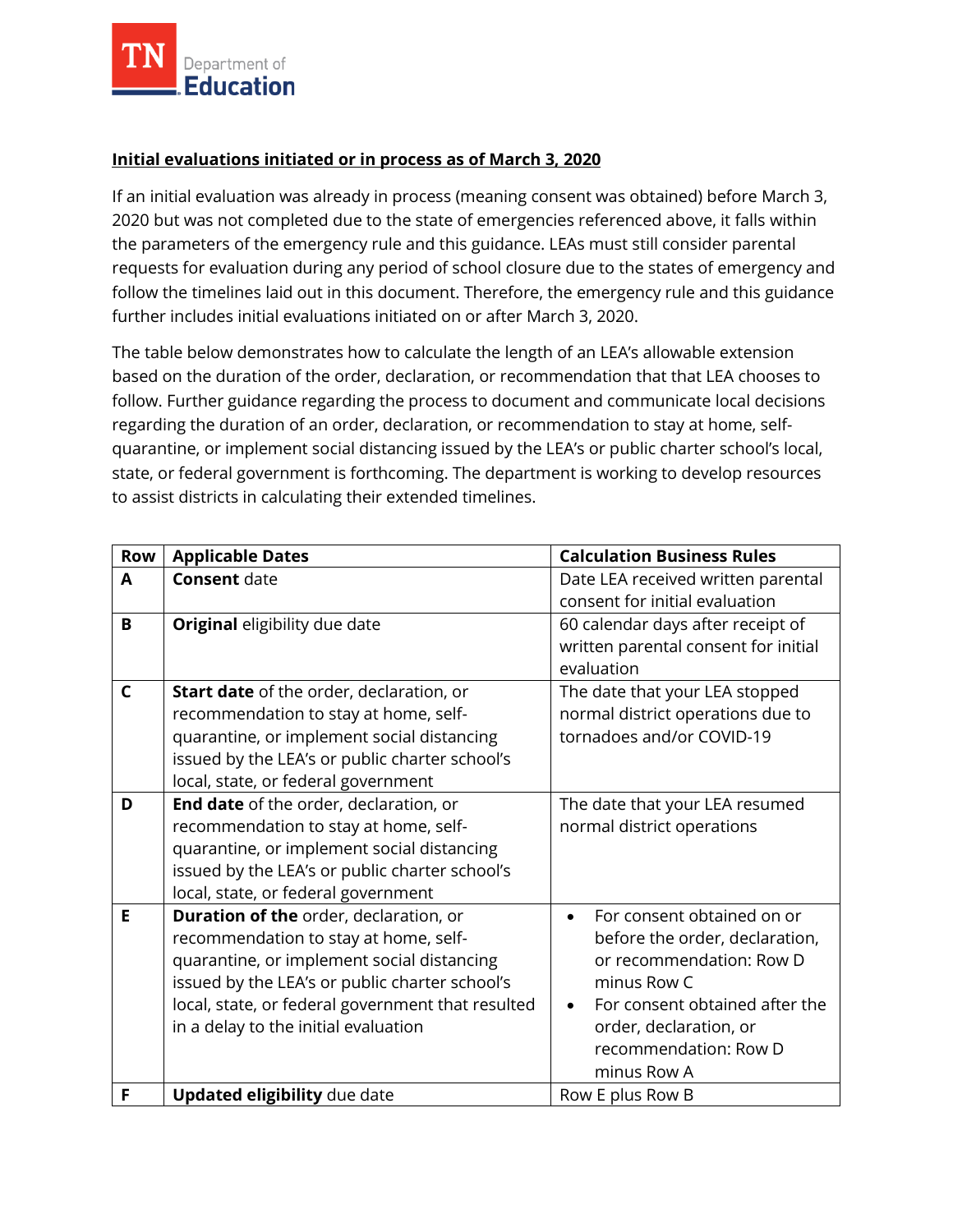**Initial evaluations initiated or in process as of March 3, 2020**

If an initial evaluation was already in process (meaning consent was obtained) before March 3, 2020 but was not completed due to the state of emergencies referenced above, it falls within the parameters of the emergency rule and this guidance. LEAs must still consider parental requests for evaluation during any period of school closure due to the states of emergency and follow the timelines laid out in this document. Therefore, the emergency rule and this guidance further includes initial evaluations initiated on or after March 3, 2020.

The table below demonstrates how to calculate the length of an LEA's allowable extension based on the duration of the order, declaration, or recommendation that that LEA chooses to follow. Further guidance regarding the process to document and communicate local decisions regarding the duration of an order, declaration, or recommendation to stay at home, self-quarantine, or implement social distancing issued by the LEA's or public charter school's local, state, or federal government is forthcoming. The department is working to develop resources to assist districts in calculating their extended timelines.

| Row | Applicable Dates | Calculation Business Rules |
|---|---|---|
| **A** | **Consent** date | Date LEA received written parental consent for initial evaluation |
| **B** | **Original** eligibility due date | 60 calendar days after receipt of written parental consent for initial evaluation |
| **C** | **Start date** of the order, declaration, or recommendation to stay at home, self-quarantine, or implement social distancing issued by the LEA's or public charter school's local, state, or federal government | The date that your LEA stopped normal district operations due to tornadoes and/or COVID-19 |
| **D** | **End date** of the order, declaration, or recommendation to stay at home, self-quarantine, or implement social distancing issued by the LEA's or public charter school's local, state, or federal government | The date that your LEA resumed normal district operations |
| **E** | **Duration of the** order, declaration, or recommendation to stay at home, self-quarantine, or implement social distancing issued by the LEA's or public charter school's local, state, or federal government that resulted in a delay to the initial evaluation | • For consent obtained on or before the order, declaration, or recommendation: Row D minus Row C<br>• For consent obtained after the order, declaration, or recommendation: Row D minus Row A |
| **F** | **Updated eligibility** due date | Row E plus Row B |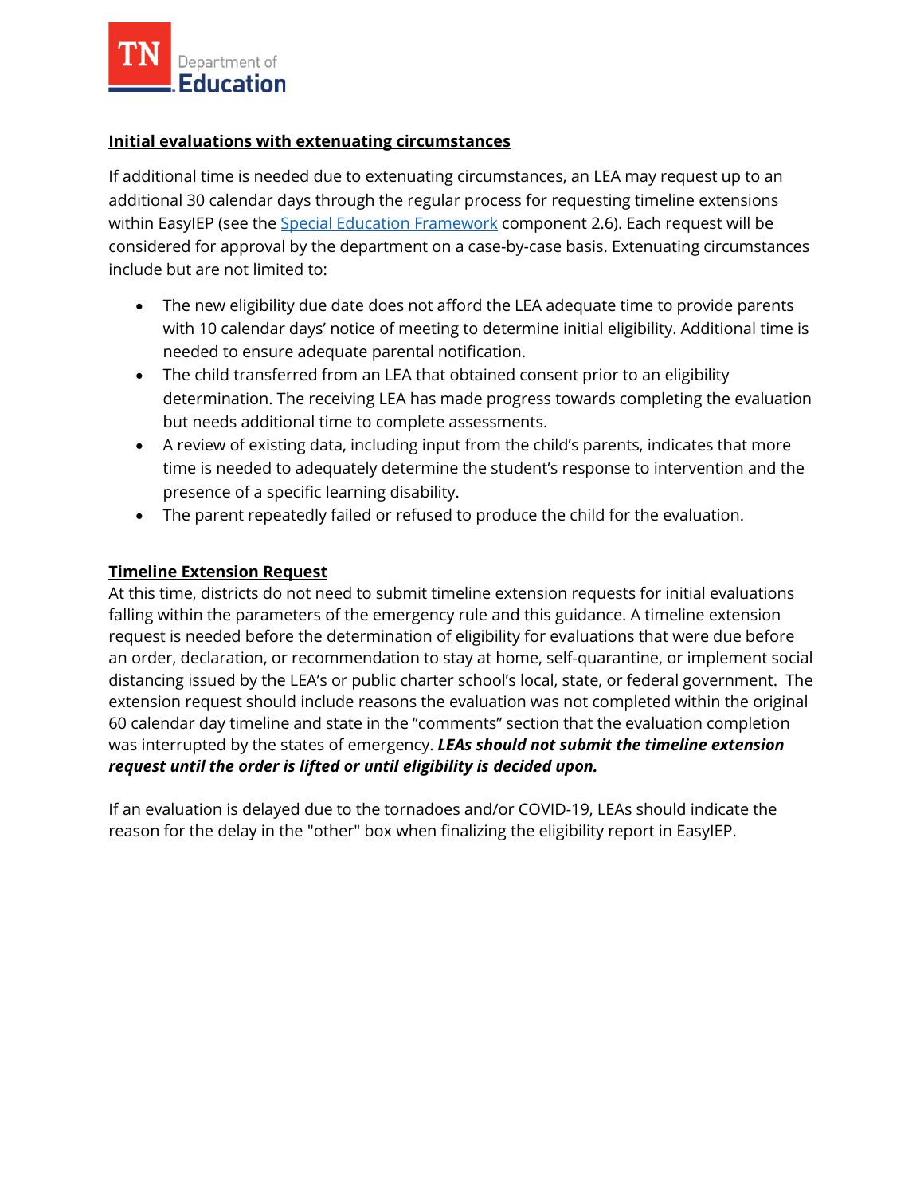**Initial evaluations with extenuating circumstances**

If additional time is needed due to extenuating circumstances, an LEA may request up to an additional 30 calendar days through the regular process for requesting timeline extensions within EasyIEP (see the [Special Education Framework] component 2.6). Each request will be considered for approval by the department on a case-by-case basis. Extenuating circumstances include but are not limited to:

- The new eligibility due date does not afford the LEA adequate time to provide parents with 10 calendar days' notice of meeting to determine initial eligibility. Additional time is needed to ensure adequate parental notification.
- The child transferred from an LEA that obtained consent prior to an eligibility determination. The receiving LEA has made progress towards completing the evaluation but needs additional time to complete assessments.
- A review of existing data, including input from the child's parents, indicates that more time is needed to adequately determine the student's response to intervention and the presence of a specific learning disability.
- The parent repeatedly failed or refused to produce the child for the evaluation.

**Timeline Extension Request**

At this time, districts do not need to submit timeline extension requests for initial evaluations falling within the parameters of the emergency rule and this guidance. A timeline extension request is needed before the determination of eligibility for evaluations that were due before an order, declaration, or recommendation to stay at home, self-quarantine, or implement social distancing issued by the LEA's or public charter school's local, state, or federal government. The extension request should include reasons the evaluation was not completed within the original 60 calendar day timeline and state in the "comments" section that the evaluation completion was interrupted by the states of emergency. ***LEAs should not submit the timeline extension request until the order is lifted or until eligibility is decided upon.***

If an evaluation is delayed due to the tornadoes and/or COVID-19, LEAs should indicate the reason for the delay in the "other" box when finalizing the eligibility report in EasyIEP.